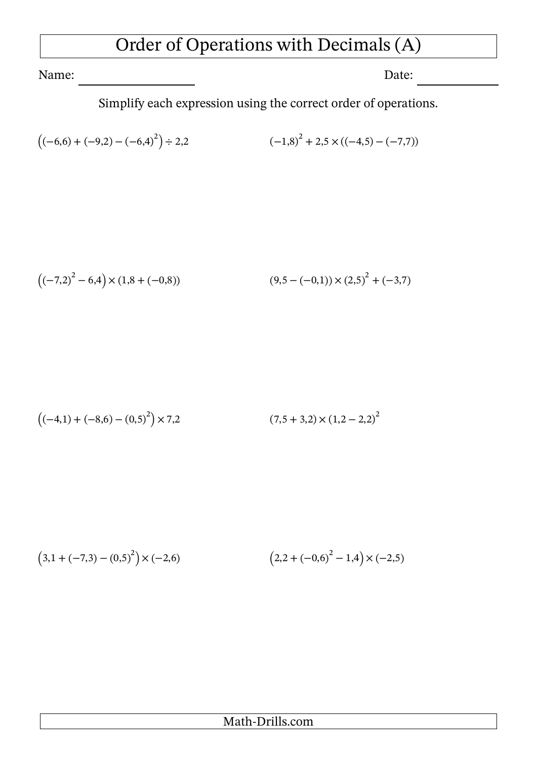# Order of Operations with Decimals (A)

Name: ____________________ Date: ______________

Simplify each expression using the correct order of operations.

$\left((-6,6) + (-9,2) - (-6,4)^2\right) \div 2,2$

$(-1,8)^2 + 2,5 \times ((-4,5) - (-7,7))$

$\left((-7,2)^2 - 6,4\right) \times (1,8 + (-0,8))$

$(9,5 - (-0,1)) \times (2,5)^2 + (-3,7)$

$\left((-4,1) + (-8,6) - (0,5)^2\right) \times 7,2$

$(7,5 + 3,2) \times (1,2 - 2,2)^2$

$\left(3,1 + (-7,3) - (0,5)^2\right) \times (-2,6)$

$\left(2,2 + (-0,6)^2 - 1,4\right) \times (-2,5)$

Math-Drills.com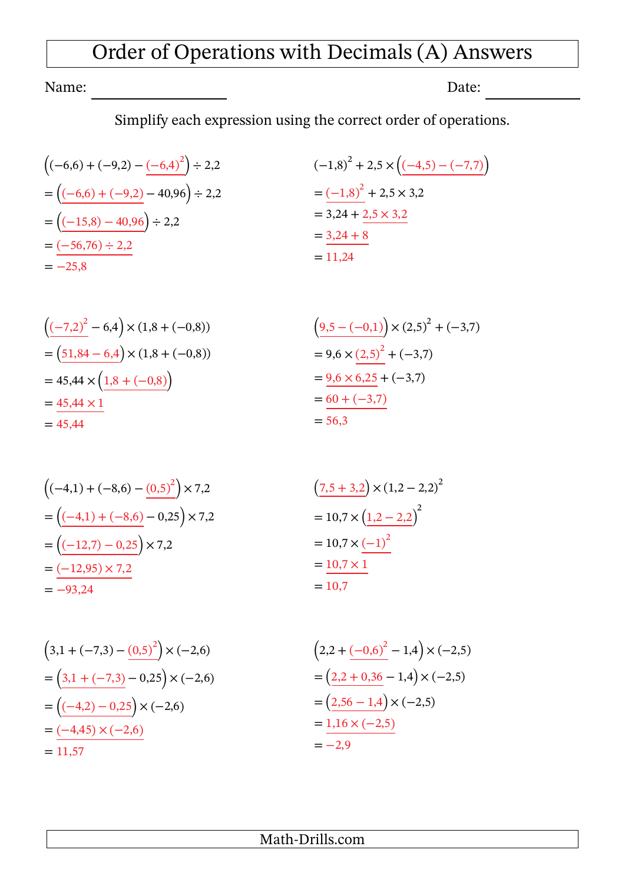# Order of Operations with Decimals (A) Answers

Name: \_\_\_\_\_\_\_\_\_\_\_\_\_\_\_\_ Date: \_\_\_\_\_\_\_\_\_\_

Simplify each expression using the correct order of operations.

$$\left((-6{,}6) + (-9{,}2) - (-6{,}4)^2\right) \div 2{,}2$$
$$= \left((-6{,}6) + (-9{,}2) - 40{,}96\right) \div 2{,}2$$
$$= \left((-15{,}8) - 40{,}96\right) \div 2{,}2$$
$$= (-56{,}76) \div 2{,}2$$
$$= -25{,}8$$

$$(-1{,}8)^2 + 2{,}5 \times \left((-4{,}5) - (-7{,}7)\right)$$
$$= (-1{,}8)^2 + 2{,}5 \times 3{,}2$$
$$= 3{,}24 + 2{,}5 \times 3{,}2$$
$$= 3{,}24 + 8$$
$$= 11{,}24$$

$$\left((-7{,}2)^2 - 6{,}4\right) \times (1{,}8 + (-0{,}8))$$
$$= \left(51{,}84 - 6{,}4\right) \times (1{,}8 + (-0{,}8))$$
$$= 45{,}44 \times \left(1{,}8 + (-0{,}8)\right)$$
$$= 45{,}44 \times 1$$
$$= 45{,}44$$

$$\left(9{,}5 - (-0{,}1)\right) \times (2{,}5)^2 + (-3{,}7)$$
$$= 9{,}6 \times (2{,}5)^2 + (-3{,}7)$$
$$= 9{,}6 \times 6{,}25 + (-3{,}7)$$
$$= 60 + (-3{,}7)$$
$$= 56{,}3$$

$$\left((-4{,}1) + (-8{,}6) - (0{,}5)^2\right) \times 7{,}2$$
$$= \left((-4{,}1) + (-8{,}6) - 0{,}25\right) \times 7{,}2$$
$$= \left((-12{,}7) - 0{,}25\right) \times 7{,}2$$
$$= (-12{,}95) \times 7{,}2$$
$$= -93{,}24$$

$$\left(7{,}5 + 3{,}2\right) \times (1{,}2 - 2{,}2)^2$$
$$= 10{,}7 \times \left(1{,}2 - 2{,}2\right)^2$$
$$= 10{,}7 \times (-1)^2$$
$$= 10{,}7 \times 1$$
$$= 10{,}7$$

$$\left(3{,}1 + (-7{,}3) - (0{,}5)^2\right) \times (-2{,}6)$$
$$= \left(3{,}1 + (-7{,}3) - 0{,}25\right) \times (-2{,}6)$$
$$= \left((-4{,}2) - 0{,}25\right) \times (-2{,}6)$$
$$= (-4{,}45) \times (-2{,}6)$$
$$= 11{,}57$$

$$\left(2{,}2 + (-0{,}6)^2 - 1{,}4\right) \times (-2{,}5)$$
$$= \left(2{,}2 + 0{,}36 - 1{,}4\right) \times (-2{,}5)$$
$$= \left(2{,}56 - 1{,}4\right) \times (-2{,}5)$$
$$= 1{,}16 \times (-2{,}5)$$
$$= -2{,}9$$

Math-Drills.com